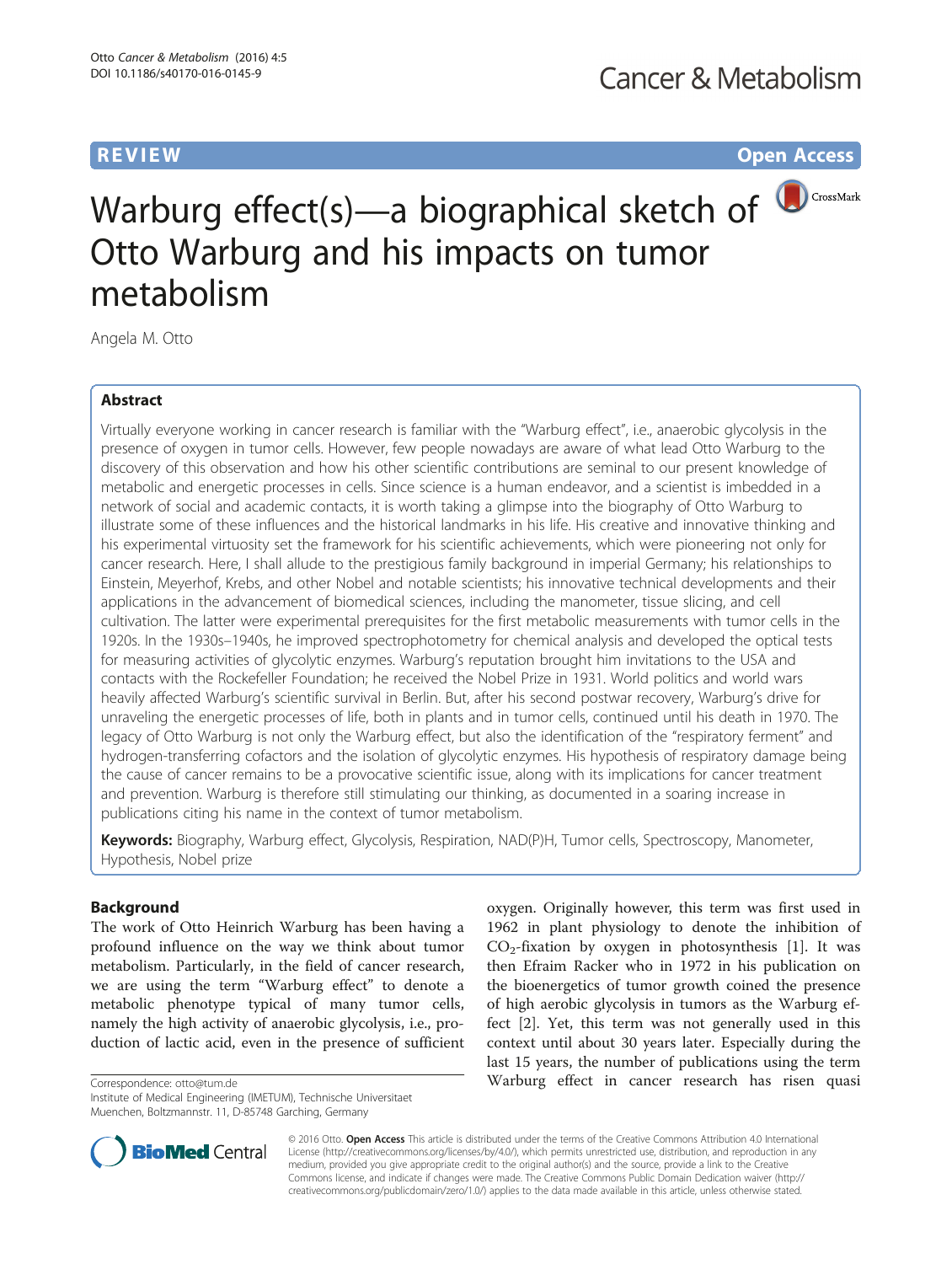REVIEW Open Access

# Warburg effect(s)—a biographical sketch of Otto Warburg and his impacts on tumor metabolism

Angela M. Otto

## Abstract

Virtually everyone working in cancer research is familiar with the "Warburg effect", i.e., anaerobic glycolysis in the presence of oxygen in tumor cells. However, few people nowadays are aware of what lead Otto Warburg to the discovery of this observation and how his other scientific contributions are seminal to our present knowledge of metabolic and energetic processes in cells. Since science is a human endeavor, and a scientist is imbedded in a network of social and academic contacts, it is worth taking a glimpse into the biography of Otto Warburg to illustrate some of these influences and the historical landmarks in his life. His creative and innovative thinking and his experimental virtuosity set the framework for his scientific achievements, which were pioneering not only for cancer research. Here, I shall allude to the prestigious family background in imperial Germany; his relationships to Einstein, Meyerhof, Krebs, and other Nobel and notable scientists; his innovative technical developments and their applications in the advancement of biomedical sciences, including the manometer, tissue slicing, and cell cultivation. The latter were experimental prerequisites for the first metabolic measurements with tumor cells in the 1920s. In the 1930s–1940s, he improved spectrophotometry for chemical analysis and developed the optical tests for measuring activities of glycolytic enzymes. Warburg's reputation brought him invitations to the USA and contacts with the Rockefeller Foundation; he received the Nobel Prize in 1931. World politics and world wars heavily affected Warburg's scientific survival in Berlin. But, after his second postwar recovery, Warburg's drive for unraveling the energetic processes of life, both in plants and in tumor cells, continued until his death in 1970. The legacy of Otto Warburg is not only the Warburg effect, but also the identification of the "respiratory ferment" and hydrogen-transferring cofactors and the isolation of glycolytic enzymes. His hypothesis of respiratory damage being the cause of cancer remains to be a provocative scientific issue, along with its implications for cancer treatment and prevention. Warburg is therefore still stimulating our thinking, as documented in a soaring increase in publications citing his name in the context of tumor metabolism.

**Keywords:** Biography, Warburg effect, Glycolysis, Respiration, NAD(P)H, Tumor cells, Spectroscopy, Manometer, Hypothesis, Nobel prize

## Background

The work of Otto Heinrich Warburg has been having a profound influence on the way we think about tumor metabolism. Particularly, in the field of cancer research, we are using the term "Warburg effect" to denote a metabolic phenotype typical of many tumor cells, namely the high activity of anaerobic glycolysis, i.e., production of lactic acid, even in the presence of sufficient oxygen. Originally however, this term was first used in 1962 in plant physiology to denote the inhibition of $CO_2$-fixation by oxygen in photosynthesis [1]. It was then Efraim Racker who in 1972 in his publication on the bioenergetics of tumor growth coined the presence of high aerobic glycolysis in tumors as the Warburg effect [2]. Yet, this term was not generally used in this context until about 30 years later. Especially during the last 15 years, the number of publications using the term Warburg effect in cancer research has risen quasi

Correspondence: otto@tum.de
Institute of Medical Engineering (IMETUM), Technische Universitaet Muenchen, Boltzmannstr. 11, D-85748 Garching, Germany

© 2016 Otto. **Open Access** This article is distributed under the terms of the Creative Commons Attribution 4.0 International License (http://creativecommons.org/licenses/by/4.0/), which permits unrestricted use, distribution, and reproduction in any medium, provided you give appropriate credit to the original author(s) and the source, provide a link to the Creative Commons license, and indicate if changes were made. The Creative Commons Public Domain Dedication waiver (http://creativecommons.org/publicdomain/zero/1.0/) applies to the data made available in this article, unless otherwise stated.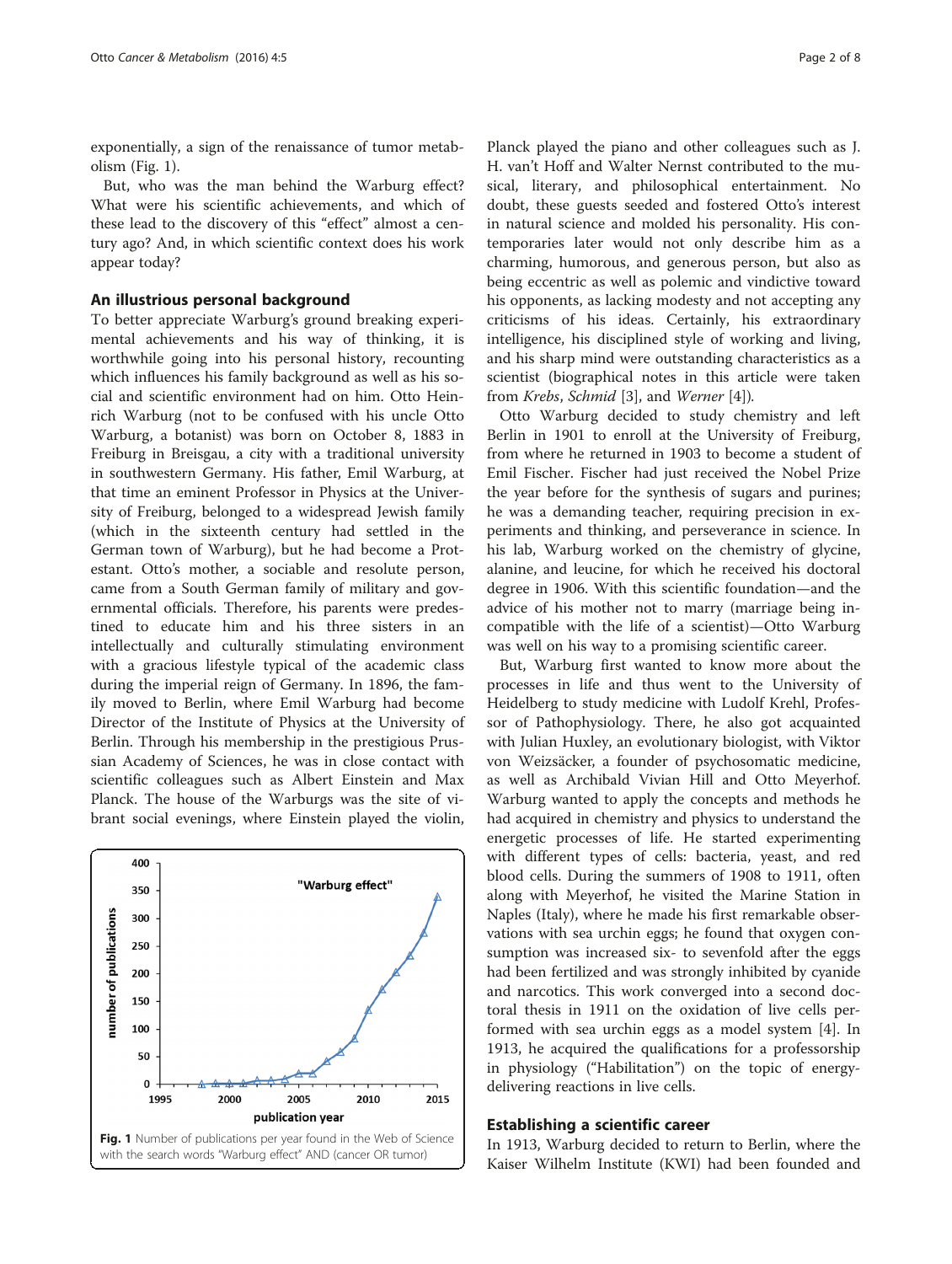exponentially, a sign of the renaissance of tumor metabolism (Fig. 1).

But, who was the man behind the Warburg effect? What were his scientific achievements, and which of these lead to the discovery of this "effect" almost a century ago? And, in which scientific context does his work appear today?

## An illustrious personal background

To better appreciate Warburg's ground breaking experimental achievements and his way of thinking, it is worthwhile going into his personal history, recounting which influences his family background as well as his social and scientific environment had on him. Otto Heinrich Warburg (not to be confused with his uncle Otto Warburg, a botanist) was born on October 8, 1883 in Freiburg in Breisgau, a city with a traditional university in southwestern Germany. His father, Emil Warburg, at that time an eminent Professor in Physics at the University of Freiburg, belonged to a widespread Jewish family (which in the sixteenth century had settled in the German town of Warburg), but he had become a Protestant. Otto's mother, a sociable and resolute person, came from a South German family of military and governmental officials. Therefore, his parents were predestined to educate him and his three sisters in an intellectually and culturally stimulating environment with a gracious lifestyle typical of the academic class during the imperial reign of Germany. In 1896, the family moved to Berlin, where Emil Warburg had become Director of the Institute of Physics at the University of Berlin. Through his membership in the prestigious Prussian Academy of Sciences, he was in close contact with scientific colleagues such as Albert Einstein and Max Planck. The house of the Warburgs was the site of vibrant social evenings, where Einstein played the violin, Planck played the piano and other colleagues such as J. H. van't Hoff and Walter Nernst contributed to the musical, literary, and philosophical entertainment. No doubt, these guests seeded and fostered Otto's interest in natural science and molded his personality. His contemporaries later would not only describe him as a charming, humorous, and generous person, but also as being eccentric as well as polemic and vindictive toward his opponents, as lacking modesty and not accepting any criticisms of his ideas. Certainly, his extraordinary intelligence, his disciplined style of working and living, and his sharp mind were outstanding characteristics as a scientist (biographical notes in this article were taken from *Krebs*, *Schmid* [3], and *Werner* [4]).

**Fig. 1** Number of publications per year found in the Web of Science with the search words "Warburg effect" AND (cancer OR tumor)

Otto Warburg decided to study chemistry and left Berlin in 1901 to enroll at the University of Freiburg, from where he returned in 1903 to become a student of Emil Fischer. Fischer had just received the Nobel Prize the year before for the synthesis of sugars and purines; he was a demanding teacher, requiring precision in experiments and thinking, and perseverance in science. In his lab, Warburg worked on the chemistry of glycine, alanine, and leucine, for which he received his doctoral degree in 1906. With this scientific foundation—and the advice of his mother not to marry (marriage being incompatible with the life of a scientist)—Otto Warburg was well on his way to a promising scientific career.

But, Warburg first wanted to know more about the processes in life and thus went to the University of Heidelberg to study medicine with Ludolf Krehl, Professor of Pathophysiology. There, he also got acquainted with Julian Huxley, an evolutionary biologist, with Viktor von Weizsäcker, a founder of psychosomatic medicine, as well as Archibald Vivian Hill and Otto Meyerhof. Warburg wanted to apply the concepts and methods he had acquired in chemistry and physics to understand the energetic processes of life. He started experimenting with different types of cells: bacteria, yeast, and red blood cells. During the summers of 1908 to 1911, often along with Meyerhof, he visited the Marine Station in Naples (Italy), where he made his first remarkable observations with sea urchin eggs; he found that oxygen consumption was increased six- to sevenfold after the eggs had been fertilized and was strongly inhibited by cyanide and narcotics. This work converged into a second doctoral thesis in 1911 on the oxidation of live cells performed with sea urchin eggs as a model system [4]. In 1913, he acquired the qualifications for a professorship in physiology ("Habilitation") on the topic of energy-delivering reactions in live cells.

## Establishing a scientific career

In 1913, Warburg decided to return to Berlin, where the Kaiser Wilhelm Institute (KWI) had been founded and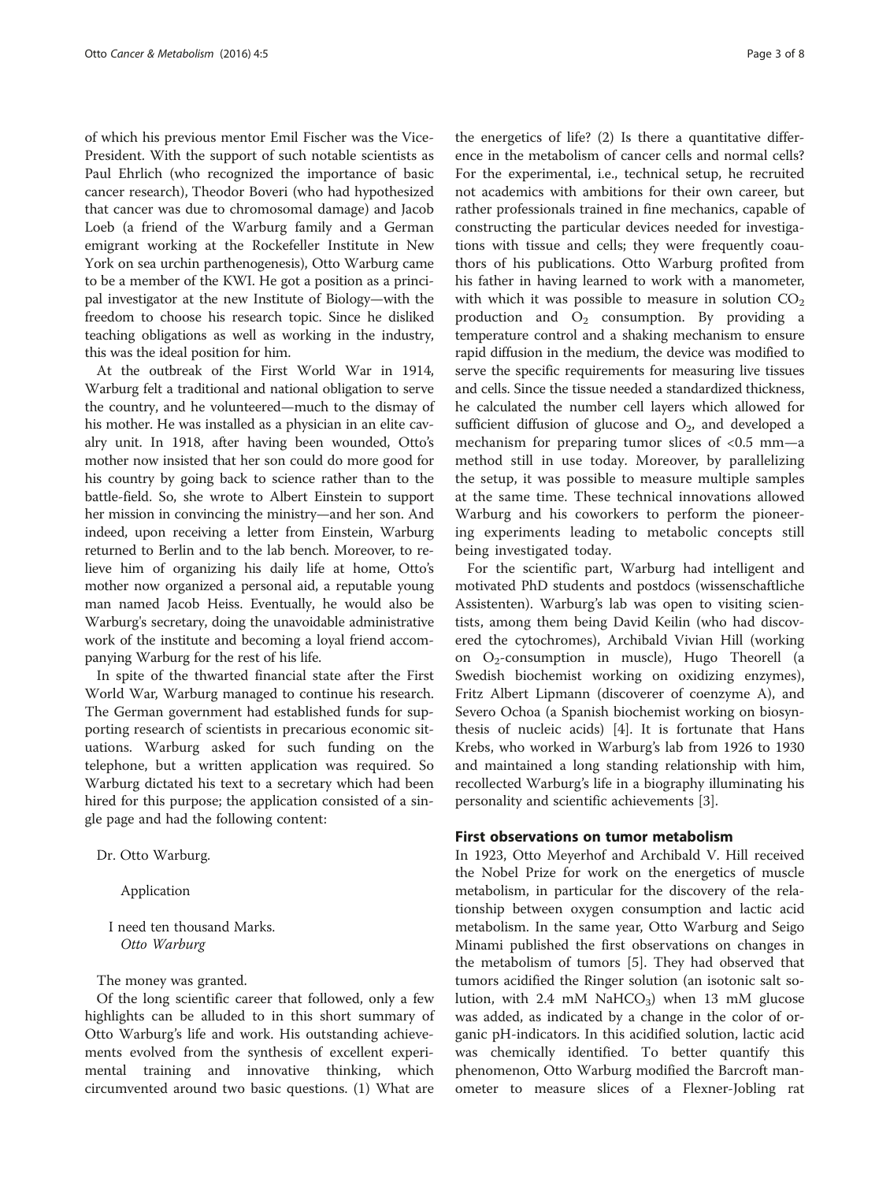of which his previous mentor Emil Fischer was the Vice-President. With the support of such notable scientists as Paul Ehrlich (who recognized the importance of basic cancer research), Theodor Boveri (who had hypothesized that cancer was due to chromosomal damage) and Jacob Loeb (a friend of the Warburg family and a German emigrant working at the Rockefeller Institute in New York on sea urchin parthenogenesis), Otto Warburg came to be a member of the KWI. He got a position as a principal investigator at the new Institute of Biology—with the freedom to choose his research topic. Since he disliked teaching obligations as well as working in the industry, this was the ideal position for him.

At the outbreak of the First World War in 1914, Warburg felt a traditional and national obligation to serve the country, and he volunteered—much to the dismay of his mother. He was installed as a physician in an elite cavalry unit. In 1918, after having been wounded, Otto's mother now insisted that her son could do more good for his country by going back to science rather than to the battle-field. So, she wrote to Albert Einstein to support her mission in convincing the ministry—and her son. And indeed, upon receiving a letter from Einstein, Warburg returned to Berlin and to the lab bench. Moreover, to relieve him of organizing his daily life at home, Otto's mother now organized a personal aid, a reputable young man named Jacob Heiss. Eventually, he would also be Warburg's secretary, doing the unavoidable administrative work of the institute and becoming a loyal friend accompanying Warburg for the rest of his life.

In spite of the thwarted financial state after the First World War, Warburg managed to continue his research. The German government had established funds for supporting research of scientists in precarious economic situations. Warburg asked for such funding on the telephone, but a written application was required. So Warburg dictated his text to a secretary which had been hired for this purpose; the application consisted of a single page and had the following content:

> Dr. Otto Warburg.
>
> Application
>
> I need ten thousand Marks.
> *Otto Warburg*

The money was granted.

Of the long scientific career that followed, only a few highlights can be alluded to in this short summary of Otto Warburg's life and work. His outstanding achievements evolved from the synthesis of excellent experimental training and innovative thinking, which circumvented around two basic questions. (1) What are the energetics of life? (2) Is there a quantitative difference in the metabolism of cancer cells and normal cells? For the experimental, i.e., technical setup, he recruited not academics with ambitions for their own career, but rather professionals trained in fine mechanics, capable of constructing the particular devices needed for investigations with tissue and cells; they were frequently coauthors of his publications. Otto Warburg profited from his father in having learned to work with a manometer, with which it was possible to measure in solution $CO_2$ production and $O_2$ consumption. By providing a temperature control and a shaking mechanism to ensure rapid diffusion in the medium, the device was modified to serve the specific requirements for measuring live tissues and cells. Since the tissue needed a standardized thickness, he calculated the number cell layers which allowed for sufficient diffusion of glucose and $O_2$, and developed a mechanism for preparing tumor slices of <0.5 mm—a method still in use today. Moreover, by parallelizing the setup, it was possible to measure multiple samples at the same time. These technical innovations allowed Warburg and his coworkers to perform the pioneering experiments leading to metabolic concepts still being investigated today.

For the scientific part, Warburg had intelligent and motivated PhD students and postdocs (wissenschaftliche Assistenten). Warburg's lab was open to visiting scientists, among them being David Keilin (who had discovered the cytochromes), Archibald Vivian Hill (working on $O_2$-consumption in muscle), Hugo Theorell (a Swedish biochemist working on oxidizing enzymes), Fritz Albert Lipmann (discoverer of coenzyme A), and Severo Ochoa (a Spanish biochemist working on biosynthesis of nucleic acids) [4]. It is fortunate that Hans Krebs, who worked in Warburg's lab from 1926 to 1930 and maintained a long standing relationship with him, recollected Warburg's life in a biography illuminating his personality and scientific achievements [3].

## First observations on tumor metabolism

In 1923, Otto Meyerhof and Archibald V. Hill received the Nobel Prize for work on the energetics of muscle metabolism, in particular for the discovery of the relationship between oxygen consumption and lactic acid metabolism. In the same year, Otto Warburg and Seigo Minami published the first observations on changes in the metabolism of tumors [5]. They had observed that tumors acidified the Ringer solution (an isotonic salt solution, with 2.4 mM $NaHCO_3$) when 13 mM glucose was added, as indicated by a change in the color of organic pH-indicators. In this acidified solution, lactic acid was chemically identified. To better quantify this phenomenon, Otto Warburg modified the Barcroft manometer to measure slices of a Flexner-Jobling rat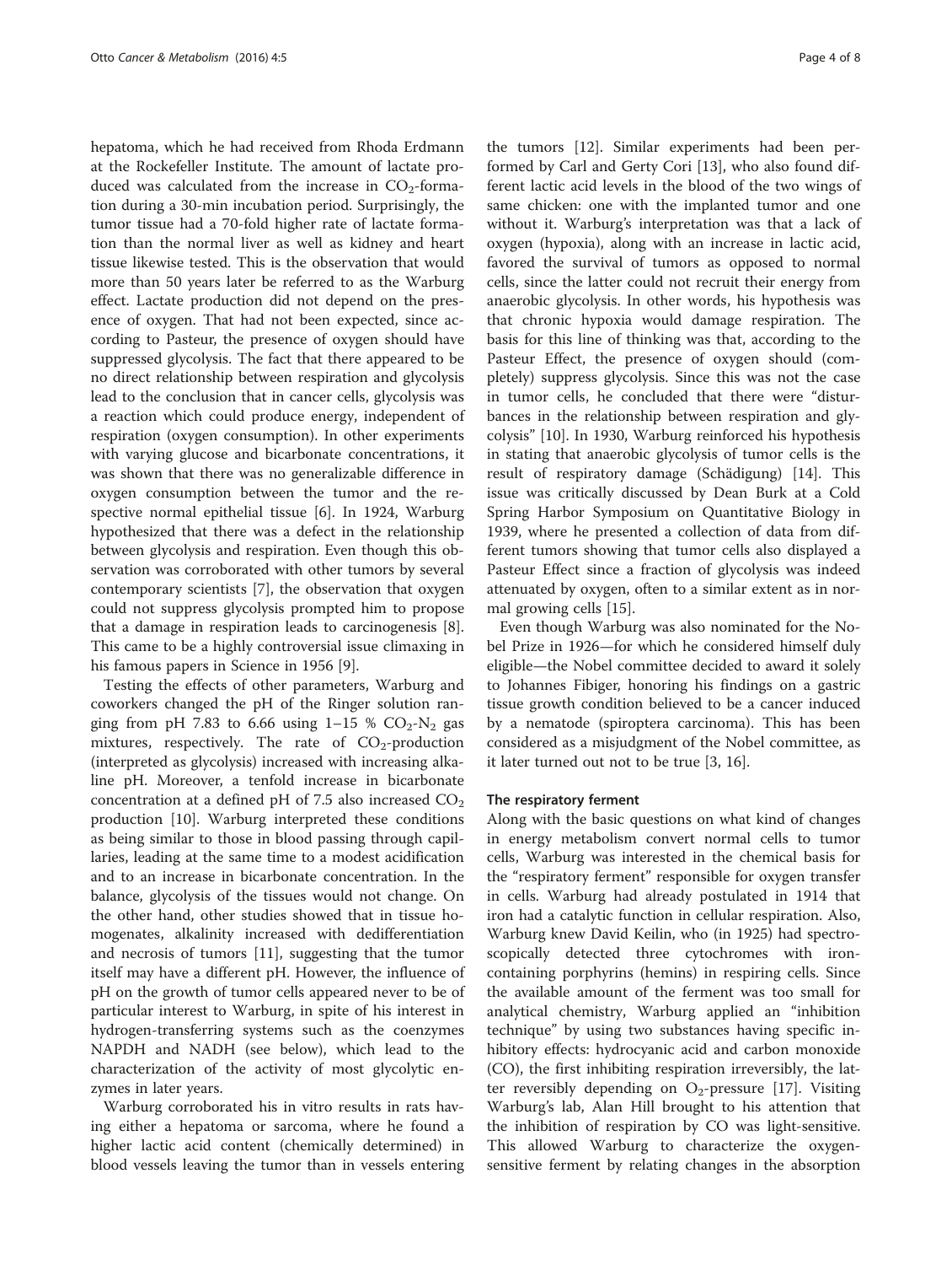hepatoma, which he had received from Rhoda Erdmann at the Rockefeller Institute. The amount of lactate produced was calculated from the increase in $CO_2$-formation during a 30-min incubation period. Surprisingly, the tumor tissue had a 70-fold higher rate of lactate formation than the normal liver as well as kidney and heart tissue likewise tested. This is the observation that would more than 50 years later be referred to as the Warburg effect. Lactate production did not depend on the presence of oxygen. That had not been expected, since according to Pasteur, the presence of oxygen should have suppressed glycolysis. The fact that there appeared to be no direct relationship between respiration and glycolysis lead to the conclusion that in cancer cells, glycolysis was a reaction which could produce energy, independent of respiration (oxygen consumption). In other experiments with varying glucose and bicarbonate concentrations, it was shown that there was no generalizable difference in oxygen consumption between the tumor and the respective normal epithelial tissue [6]. In 1924, Warburg hypothesized that there was a defect in the relationship between glycolysis and respiration. Even though this observation was corroborated with other tumors by several contemporary scientists [7], the observation that oxygen could not suppress glycolysis prompted him to propose that a damage in respiration leads to carcinogenesis [8]. This came to be a highly controversial issue climaxing in his famous papers in Science in 1956 [9].

Testing the effects of other parameters, Warburg and coworkers changed the pH of the Ringer solution ranging from pH 7.83 to 6.66 using 1–15 % $CO_2$-$N_2$ gas mixtures, respectively. The rate of $CO_2$-production (interpreted as glycolysis) increased with increasing alkaline pH. Moreover, a tenfold increase in bicarbonate concentration at a defined pH of 7.5 also increased $CO_2$ production [10]. Warburg interpreted these conditions as being similar to those in blood passing through capillaries, leading at the same time to a modest acidification and to an increase in bicarbonate concentration. In the balance, glycolysis of the tissues would not change. On the other hand, other studies showed that in tissue homogenates, alkalinity increased with dedifferentiation and necrosis of tumors [11], suggesting that the tumor itself may have a different pH. However, the influence of pH on the growth of tumor cells appeared never to be of particular interest to Warburg, in spite of his interest in hydrogen-transferring systems such as the coenzymes NAPDH and NADH (see below), which lead to the characterization of the activity of most glycolytic enzymes in later years.

Warburg corroborated his in vitro results in rats having either a hepatoma or sarcoma, where he found a higher lactic acid content (chemically determined) in blood vessels leaving the tumor than in vessels entering the tumors [12]. Similar experiments had been performed by Carl and Gerty Cori [13], who also found different lactic acid levels in the blood of the two wings of same chicken: one with the implanted tumor and one without it. Warburg's interpretation was that a lack of oxygen (hypoxia), along with an increase in lactic acid, favored the survival of tumors as opposed to normal cells, since the latter could not recruit their energy from anaerobic glycolysis. In other words, his hypothesis was that chronic hypoxia would damage respiration. The basis for this line of thinking was that, according to the Pasteur Effect, the presence of oxygen should (completely) suppress glycolysis. Since this was not the case in tumor cells, he concluded that there were "disturbances in the relationship between respiration and glycolysis" [10]. In 1930, Warburg reinforced his hypothesis in stating that anaerobic glycolysis of tumor cells is the result of respiratory damage (Schädigung) [14]. This issue was critically discussed by Dean Burk at a Cold Spring Harbor Symposium on Quantitative Biology in 1939, where he presented a collection of data from different tumors showing that tumor cells also displayed a Pasteur Effect since a fraction of glycolysis was indeed attenuated by oxygen, often to a similar extent as in normal growing cells [15].

Even though Warburg was also nominated for the Nobel Prize in 1926—for which he considered himself duly eligible—the Nobel committee decided to award it solely to Johannes Fibiger, honoring his findings on a gastric tissue growth condition believed to be a cancer induced by a nematode (spiroptera carcinoma). This has been considered as a misjudgment of the Nobel committee, as it later turned out not to be true [3, 16].

### The respiratory ferment

Along with the basic questions on what kind of changes in energy metabolism convert normal cells to tumor cells, Warburg was interested in the chemical basis for the "respiratory ferment" responsible for oxygen transfer in cells. Warburg had already postulated in 1914 that iron had a catalytic function in cellular respiration. Also, Warburg knew David Keilin, who (in 1925) had spectroscopically detected three cytochromes with iron-containing porphyrins (hemins) in respiring cells. Since the available amount of the ferment was too small for analytical chemistry, Warburg applied an "inhibition technique" by using two substances having specific inhibitory effects: hydrocyanic acid and carbon monoxide (CO), the first inhibiting respiration irreversibly, the latter reversibly depending on $O_2$-pressure [17]. Visiting Warburg's lab, Alan Hill brought to his attention that the inhibition of respiration by CO was light-sensitive. This allowed Warburg to characterize the oxygen-sensitive ferment by relating changes in the absorption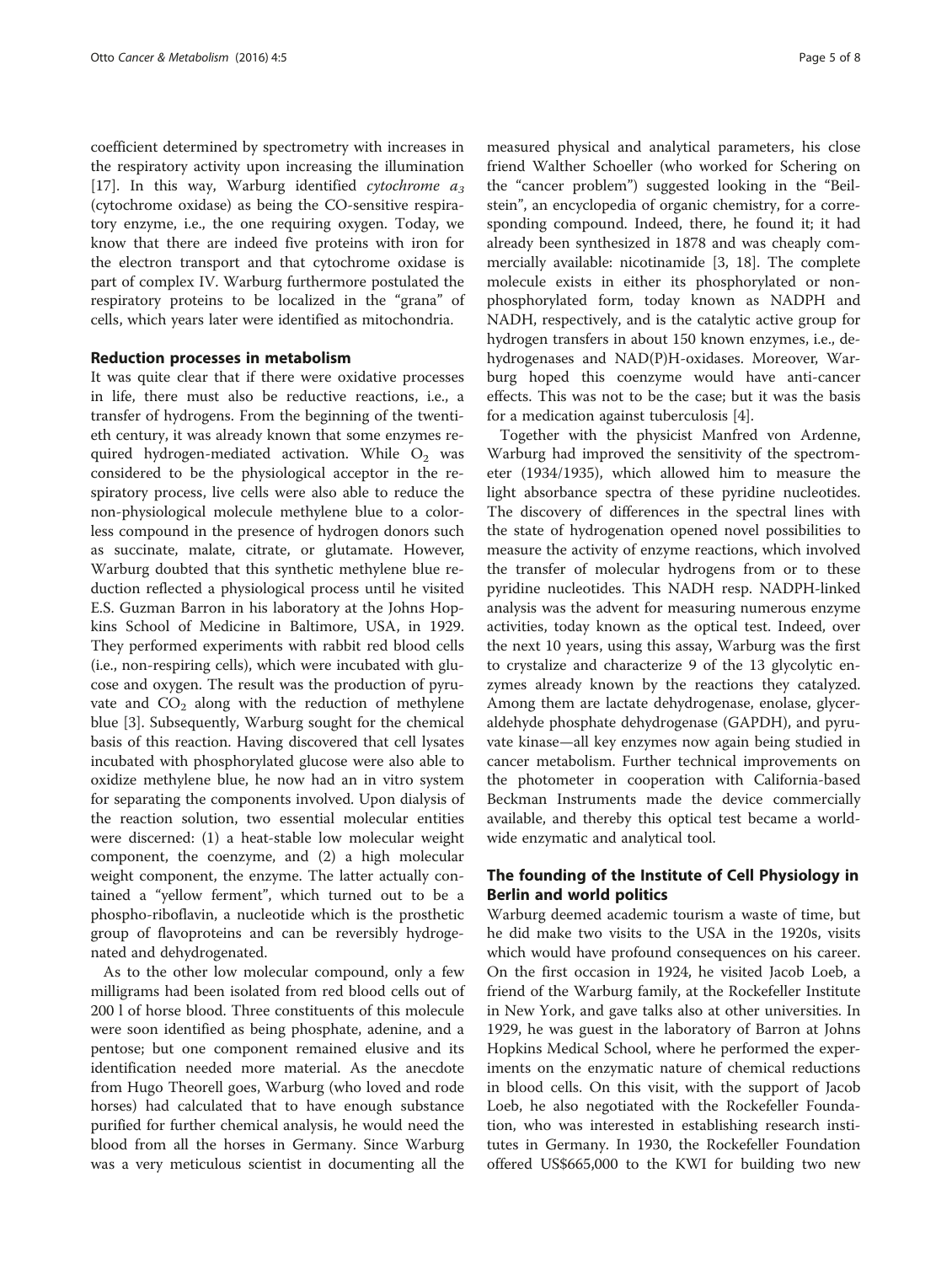coefficient determined by spectrometry with increases in the respiratory activity upon increasing the illumination [17]. In this way, Warburg identified *cytochrome* $a_3$ (cytochrome oxidase) as being the CO-sensitive respiratory enzyme, i.e., the one requiring oxygen. Today, we know that there are indeed five proteins with iron for the electron transport and that cytochrome oxidase is part of complex IV. Warburg furthermore postulated the respiratory proteins to be localized in the "grana" of cells, which years later were identified as mitochondria.

## Reduction processes in metabolism

It was quite clear that if there were oxidative processes in life, there must also be reductive reactions, i.e., a transfer of hydrogens. From the beginning of the twentieth century, it was already known that some enzymes required hydrogen-mediated activation. While $O_2$ was considered to be the physiological acceptor in the respiratory process, live cells were also able to reduce the non-physiological molecule methylene blue to a colorless compound in the presence of hydrogen donors such as succinate, malate, citrate, or glutamate. However, Warburg doubted that this synthetic methylene blue reduction reflected a physiological process until he visited E.S. Guzman Barron in his laboratory at the Johns Hopkins School of Medicine in Baltimore, USA, in 1929. They performed experiments with rabbit red blood cells (i.e., non-respiring cells), which were incubated with glucose and oxygen. The result was the production of pyruvate and $CO_2$ along with the reduction of methylene blue [3]. Subsequently, Warburg sought for the chemical basis of this reaction. Having discovered that cell lysates incubated with phosphorylated glucose were also able to oxidize methylene blue, he now had an in vitro system for separating the components involved. Upon dialysis of the reaction solution, two essential molecular entities were discerned: (1) a heat-stable low molecular weight component, the coenzyme, and (2) a high molecular weight component, the enzyme. The latter actually contained a "yellow ferment", which turned out to be a phospho-riboflavin, a nucleotide which is the prosthetic group of flavoproteins and can be reversibly hydrogenated and dehydrogenated.

As to the other low molecular compound, only a few milligrams had been isolated from red blood cells out of 200 l of horse blood. Three constituents of this molecule were soon identified as being phosphate, adenine, and a pentose; but one component remained elusive and its identification needed more material. As the anecdote from Hugo Theorell goes, Warburg (who loved and rode horses) had calculated that to have enough substance purified for further chemical analysis, he would need the blood from all the horses in Germany. Since Warburg was a very meticulous scientist in documenting all the measured physical and analytical parameters, his close friend Walther Schoeller (who worked for Schering on the "cancer problem") suggested looking in the "Beilstein", an encyclopedia of organic chemistry, for a corresponding compound. Indeed, there, he found it; it had already been synthesized in 1878 and was cheaply commercially available: nicotinamide [3, 18]. The complete molecule exists in either its phosphorylated or non-phosphorylated form, today known as NADPH and NADH, respectively, and is the catalytic active group for hydrogen transfers in about 150 known enzymes, i.e., dehydrogenases and NAD(P)H-oxidases. Moreover, Warburg hoped this coenzyme would have anti-cancer effects. This was not to be the case; but it was the basis for a medication against tuberculosis [4].

Together with the physicist Manfred von Ardenne, Warburg had improved the sensitivity of the spectrometer (1934/1935), which allowed him to measure the light absorbance spectra of these pyridine nucleotides. The discovery of differences in the spectral lines with the state of hydrogenation opened novel possibilities to measure the activity of enzyme reactions, which involved the transfer of molecular hydrogens from or to these pyridine nucleotides. This NADH resp. NADPH-linked analysis was the advent for measuring numerous enzyme activities, today known as the optical test. Indeed, over the next 10 years, using this assay, Warburg was the first to crystalize and characterize 9 of the 13 glycolytic enzymes already known by the reactions they catalyzed. Among them are lactate dehydrogenase, enolase, glyceraldehyde phosphate dehydrogenase (GAPDH), and pyruvate kinase—all key enzymes now again being studied in cancer metabolism. Further technical improvements on the photometer in cooperation with California-based Beckman Instruments made the device commercially available, and thereby this optical test became a worldwide enzymatic and analytical tool.

## The founding of the Institute of Cell Physiology in Berlin and world politics

Warburg deemed academic tourism a waste of time, but he did make two visits to the USA in the 1920s, visits which would have profound consequences on his career. On the first occasion in 1924, he visited Jacob Loeb, a friend of the Warburg family, at the Rockefeller Institute in New York, and gave talks also at other universities. In 1929, he was guest in the laboratory of Barron at Johns Hopkins Medical School, where he performed the experiments on the enzymatic nature of chemical reductions in blood cells. On this visit, with the support of Jacob Loeb, he also negotiated with the Rockefeller Foundation, who was interested in establishing research institutes in Germany. In 1930, the Rockefeller Foundation offered US$665,000 to the KWI for building two new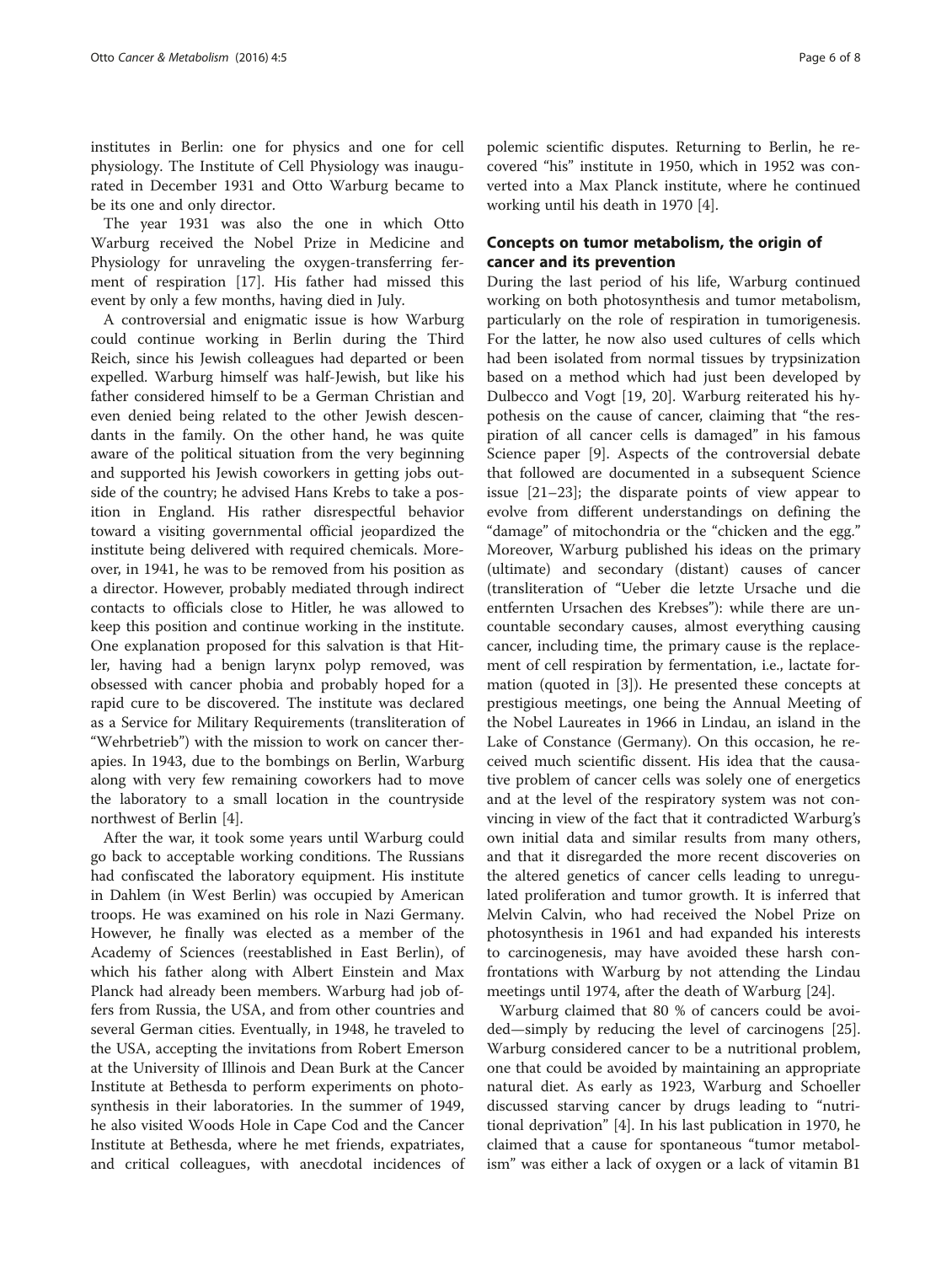institutes in Berlin: one for physics and one for cell physiology. The Institute of Cell Physiology was inaugurated in December 1931 and Otto Warburg became to be its one and only director.

The year 1931 was also the one in which Otto Warburg received the Nobel Prize in Medicine and Physiology for unraveling the oxygen-transferring ferment of respiration [17]. His father had missed this event by only a few months, having died in July.

A controversial and enigmatic issue is how Warburg could continue working in Berlin during the Third Reich, since his Jewish colleagues had departed or been expelled. Warburg himself was half-Jewish, but like his father considered himself to be a German Christian and even denied being related to the other Jewish descendants in the family. On the other hand, he was quite aware of the political situation from the very beginning and supported his Jewish coworkers in getting jobs outside of the country; he advised Hans Krebs to take a position in England. His rather disrespectful behavior toward a visiting governmental official jeopardized the institute being delivered with required chemicals. Moreover, in 1941, he was to be removed from his position as a director. However, probably mediated through indirect contacts to officials close to Hitler, he was allowed to keep this position and continue working in the institute. One explanation proposed for this salvation is that Hitler, having had a benign larynx polyp removed, was obsessed with cancer phobia and probably hoped for a rapid cure to be discovered. The institute was declared as a Service for Military Requirements (transliteration of "Wehrbetrieb") with the mission to work on cancer therapies. In 1943, due to the bombings on Berlin, Warburg along with very few remaining coworkers had to move the laboratory to a small location in the countryside northwest of Berlin [4].

After the war, it took some years until Warburg could go back to acceptable working conditions. The Russians had confiscated the laboratory equipment. His institute in Dahlem (in West Berlin) was occupied by American troops. He was examined on his role in Nazi Germany. However, he finally was elected as a member of the Academy of Sciences (reestablished in East Berlin), of which his father along with Albert Einstein and Max Planck had already been members. Warburg had job offers from Russia, the USA, and from other countries and several German cities. Eventually, in 1948, he traveled to the USA, accepting the invitations from Robert Emerson at the University of Illinois and Dean Burk at the Cancer Institute at Bethesda to perform experiments on photosynthesis in their laboratories. In the summer of 1949, he also visited Woods Hole in Cape Cod and the Cancer Institute at Bethesda, where he met friends, expatriates, and critical colleagues, with anecdotal incidences of polemic scientific disputes. Returning to Berlin, he recovered "his" institute in 1950, which in 1952 was converted into a Max Planck institute, where he continued working until his death in 1970 [4].

## Concepts on tumor metabolism, the origin of cancer and its prevention

During the last period of his life, Warburg continued working on both photosynthesis and tumor metabolism, particularly on the role of respiration in tumorigenesis. For the latter, he now also used cultures of cells which had been isolated from normal tissues by trypsinization based on a method which had just been developed by Dulbecco and Vogt [19, 20]. Warburg reiterated his hypothesis on the cause of cancer, claiming that "the respiration of all cancer cells is damaged" in his famous Science paper [9]. Aspects of the controversial debate that followed are documented in a subsequent Science issue [21–23]; the disparate points of view appear to evolve from different understandings on defining the "damage" of mitochondria or the "chicken and the egg." Moreover, Warburg published his ideas on the primary (ultimate) and secondary (distant) causes of cancer (transliteration of "Ueber die letzte Ursache und die entfernten Ursachen des Krebses"): while there are uncountable secondary causes, almost everything causing cancer, including time, the primary cause is the replacement of cell respiration by fermentation, i.e., lactate formation (quoted in [3]). He presented these concepts at prestigious meetings, one being the Annual Meeting of the Nobel Laureates in 1966 in Lindau, an island in the Lake of Constance (Germany). On this occasion, he received much scientific dissent. His idea that the causative problem of cancer cells was solely one of energetics and at the level of the respiratory system was not convincing in view of the fact that it contradicted Warburg's own initial data and similar results from many others, and that it disregarded the more recent discoveries on the altered genetics of cancer cells leading to unregulated proliferation and tumor growth. It is inferred that Melvin Calvin, who had received the Nobel Prize on photosynthesis in 1961 and had expanded his interests to carcinogenesis, may have avoided these harsh confrontations with Warburg by not attending the Lindau meetings until 1974, after the death of Warburg [24].

Warburg claimed that 80 % of cancers could be avoided—simply by reducing the level of carcinogens [25]. Warburg considered cancer to be a nutritional problem, one that could be avoided by maintaining an appropriate natural diet. As early as 1923, Warburg and Schoeller discussed starving cancer by drugs leading to "nutritional deprivation" [4]. In his last publication in 1970, he claimed that a cause for spontaneous "tumor metabolism" was either a lack of oxygen or a lack of vitamin B1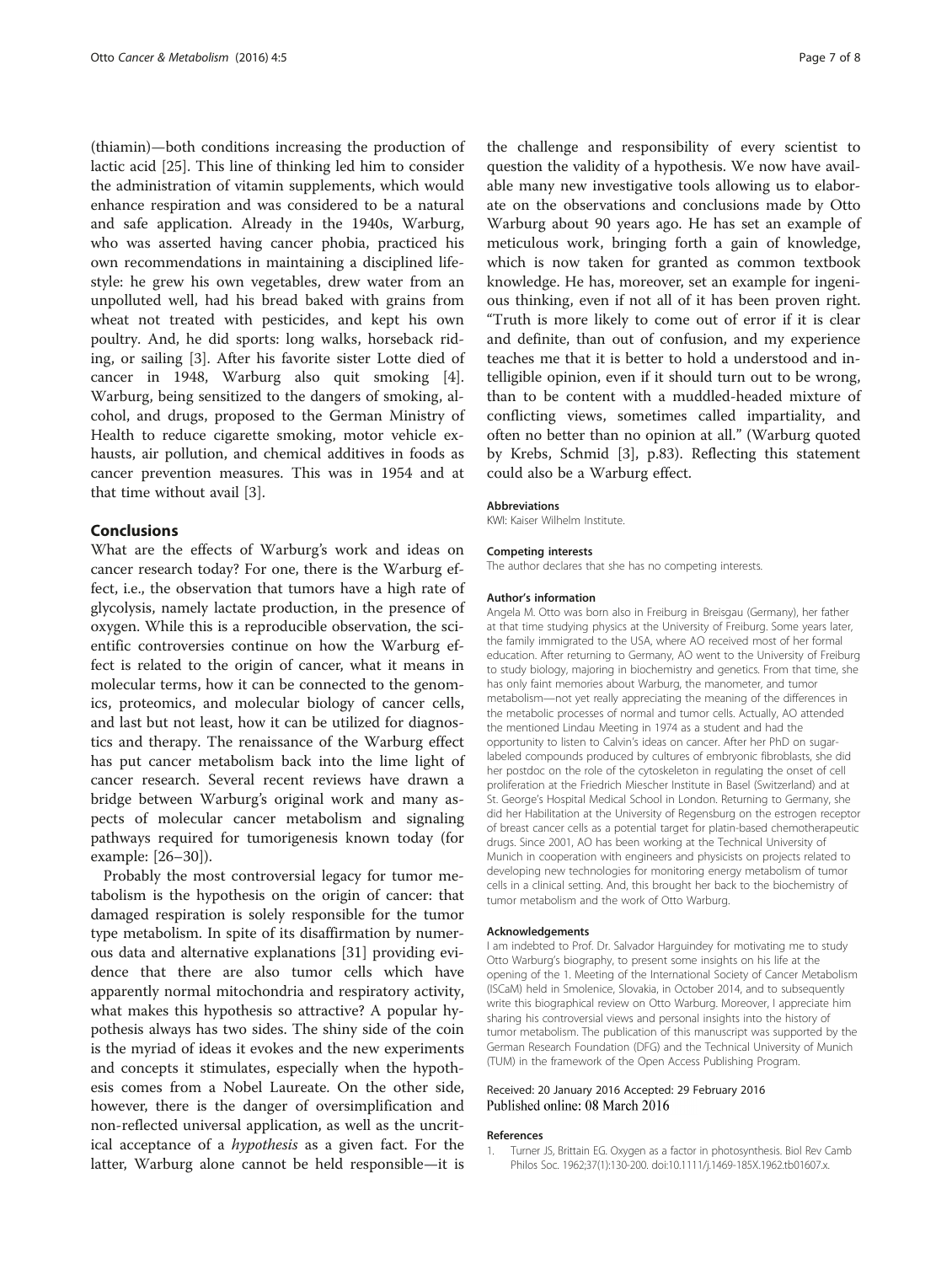(thiamin)—both conditions increasing the production of lactic acid [25]. This line of thinking led him to consider the administration of vitamin supplements, which would enhance respiration and was considered to be a natural and safe application. Already in the 1940s, Warburg, who was asserted having cancer phobia, practiced his own recommendations in maintaining a disciplined lifestyle: he grew his own vegetables, drew water from an unpolluted well, had his bread baked with grains from wheat not treated with pesticides, and kept his own poultry. And, he did sports: long walks, horseback riding, or sailing [3]. After his favorite sister Lotte died of cancer in 1948, Warburg also quit smoking [4]. Warburg, being sensitized to the dangers of smoking, alcohol, and drugs, proposed to the German Ministry of Health to reduce cigarette smoking, motor vehicle exhausts, air pollution, and chemical additives in foods as cancer prevention measures. This was in 1954 and at that time without avail [3].

## Conclusions

What are the effects of Warburg's work and ideas on cancer research today? For one, there is the Warburg effect, i.e., the observation that tumors have a high rate of glycolysis, namely lactate production, in the presence of oxygen. While this is a reproducible observation, the scientific controversies continue on how the Warburg effect is related to the origin of cancer, what it means in molecular terms, how it can be connected to the genomics, proteomics, and molecular biology of cancer cells, and last but not least, how it can be utilized for diagnostics and therapy. The renaissance of the Warburg effect has put cancer metabolism back into the lime light of cancer research. Several recent reviews have drawn a bridge between Warburg's original work and many aspects of molecular cancer metabolism and signaling pathways required for tumorigenesis known today (for example: [26–30]).

Probably the most controversial legacy for tumor metabolism is the hypothesis on the origin of cancer: that damaged respiration is solely responsible for the tumor type metabolism. In spite of its disaffirmation by numerous data and alternative explanations [31] providing evidence that there are also tumor cells which have apparently normal mitochondria and respiratory activity, what makes this hypothesis so attractive? A popular hypothesis always has two sides. The shiny side of the coin is the myriad of ideas it evokes and the new experiments and concepts it stimulates, especially when the hypothesis comes from a Nobel Laureate. On the other side, however, there is the danger of oversimplification and non-reflected universal application, as well as the uncritical acceptance of a *hypothesis* as a given fact. For the latter, Warburg alone cannot be held responsible—it is the challenge and responsibility of every scientist to question the validity of a hypothesis. We now have available many new investigative tools allowing us to elaborate on the observations and conclusions made by Otto Warburg about 90 years ago. He has set an example of meticulous work, bringing forth a gain of knowledge, which is now taken for granted as common textbook knowledge. He has, moreover, set an example for ingenious thinking, even if not all of it has been proven right. "Truth is more likely to come out of error if it is clear and definite, than out of confusion, and my experience teaches me that it is better to hold a understood and intelligible opinion, even if it should turn out to be wrong, than to be content with a muddled-headed mixture of conflicting views, sometimes called impartiality, and often no better than no opinion at all." (Warburg quoted by Krebs, Schmid [3], p.83). Reflecting this statement could also be a Warburg effect.

#### Abbreviations

KWI: Kaiser Wilhelm Institute.

#### Competing interests

The author declares that she has no competing interests.

#### Author's information

Angela M. Otto was born also in Freiburg in Breisgau (Germany), her father at that time studying physics at the University of Freiburg. Some years later, the family immigrated to the USA, where AO received most of her formal education. After returning to Germany, AO went to the University of Freiburg to study biology, majoring in biochemistry and genetics. From that time, she has only faint memories about Warburg, the manometer, and tumor metabolism—not yet really appreciating the meaning of the differences in the metabolic processes of normal and tumor cells. Actually, AO attended the mentioned Lindau Meeting in 1974 as a student and had the opportunity to listen to Calvin's ideas on cancer. After her PhD on sugar-labeled compounds produced by cultures of embryonic fibroblasts, she did her postdoc on the role of the cytoskeleton in regulating the onset of cell proliferation at the Friedrich Miescher Institute in Basel (Switzerland) and at St. George's Hospital Medical School in London. Returning to Germany, she did her Habilitation at the University of Regensburg on the estrogen receptor of breast cancer cells as a potential target for platin-based chemotherapeutic drugs. Since 2001, AO has been working at the Technical University of Munich in cooperation with engineers and physicists on projects related to developing new technologies for monitoring energy metabolism of tumor cells in a clinical setting. And, this brought her back to the biochemistry of tumor metabolism and the work of Otto Warburg.

#### Acknowledgements

I am indebted to Prof. Dr. Salvador Harguindey for motivating me to study Otto Warburg's biography, to present some insights on his life at the opening of the 1. Meeting of the International Society of Cancer Metabolism (ISCaM) held in Smolenice, Slovakia, in October 2014, and to subsequently write this biographical review on Otto Warburg. Moreover, I appreciate him sharing his controversial views and personal insights into the history of tumor metabolism. The publication of this manuscript was supported by the German Research Foundation (DFG) and the Technical University of Munich (TUM) in the framework of the Open Access Publishing Program.

Received: 20 January 2016 Accepted: 29 February 2016
Published online: 08 March 2016

#### References

1. Turner JS, Brittain EG. Oxygen as a factor in photosynthesis. Biol Rev Camb Philos Soc. 1962;37(1):130-200. doi:10.1111/j.1469-185X.1962.tb01607.x.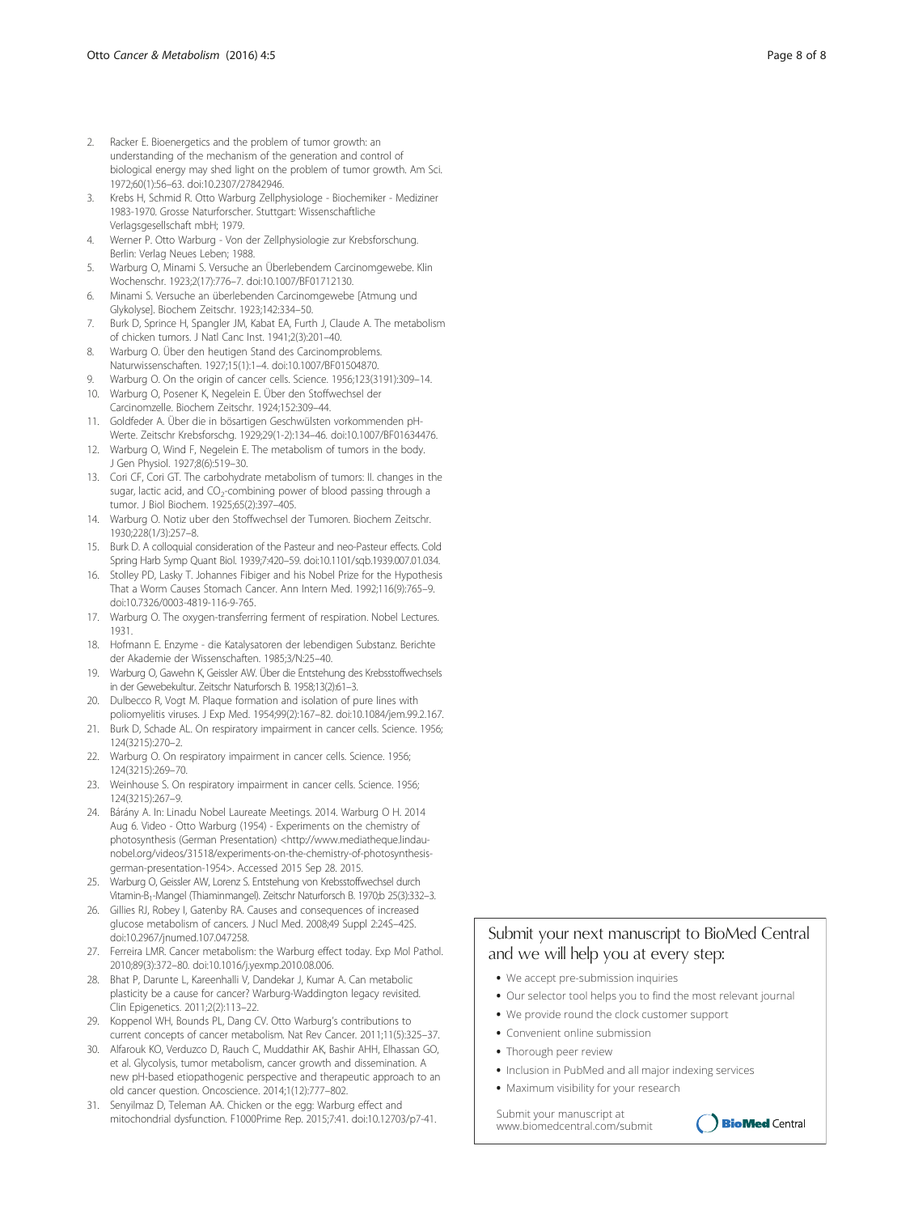2. Racker E. Bioenergetics and the problem of tumor growth: an understanding of the mechanism of the generation and control of biological energy may shed light on the problem of tumor growth. Am Sci. 1972;60(1):56–63. doi:10.2307/27842946.
3. Krebs H, Schmid R. Otto Warburg Zellphysiologe - Biochemiker - Mediziner 1983-1970. Grosse Naturforscher. Stuttgart: Wissenschaftliche Verlagsgesellschaft mbH; 1979.
4. Werner P. Otto Warburg - Von der Zellphysiologie zur Krebsforschung. Berlin: Verlag Neues Leben; 1988.
5. Warburg O, Minami S. Versuche an Überlebendem Carcinomgewebe. Klin Wochenschr. 1923;2(17):776–7. doi:10.1007/BF01712130.
6. Minami S. Versuche an überlebenden Carcinomgewebe [Atmung und Glykolyse]. Biochem Zeitschr. 1923;142:334–50.
7. Burk D, Sprince H, Spangler JM, Kabat EA, Furth J, Claude A. The metabolism of chicken tumors. J Natl Canc Inst. 1941;2(3):201–40.
8. Warburg O. Über den heutigen Stand des Carcinomproblems. Naturwissenschaften. 1927;15(1):1–4. doi:10.1007/BF01504870.
9. Warburg O. On the origin of cancer cells. Science. 1956;123(3191):309–14.
10. Warburg O, Posener K, Negelein E. Über den Stoffwechsel der Carcinomzelle. Biochem Zeitschr. 1924;152:309–44.
11. Goldfeder A. Über die in bösartigen Geschwülsten vorkommenden pH-Werte. Zeitschr Krebsforschg. 1929;29(1-2):134–46. doi:10.1007/BF01634476.
12. Warburg O, Wind F, Negelein E. The metabolism of tumors in the body. J Gen Physiol. 1927;8(6):519–30.
13. Cori CF, Cori GT. The carbohydrate metabolism of tumors: II. changes in the sugar, lactic acid, and $CO_2$-combining power of blood passing through a tumor. J Biol Biochem. 1925;65(2):397–405.
14. Warburg O. Notiz uber den Stoffwechsel der Tumoren. Biochem Zeitschr. 1930;228(1/3):257–8.
15. Burk D. A colloquial consideration of the Pasteur and neo-Pasteur effects. Cold Spring Harb Symp Quant Biol. 1939;7:420–59. doi:10.1101/sqb.1939.007.01.034.
16. Stolley PD, Lasky T. Johannes Fibiger and his Nobel Prize for the Hypothesis That a Worm Causes Stomach Cancer. Ann Intern Med. 1992;116(9):765–9. doi:10.7326/0003-4819-116-9-765.
17. Warburg O. The oxygen-transferring ferment of respiration. Nobel Lectures. 1931.
18. Hofmann E. Enzyme - die Katalysatoren der lebendigen Substanz. Berichte der Akademie der Wissenschaften. 1985;3/N:25–40.
19. Warburg O, Gawehn K, Geissler AW. Über die Entstehung des Krebsstoffwechsels in der Gewebekultur. Zeitschr Naturforsch B. 1958;13(2):61–3.
20. Dulbecco R, Vogt M. Plaque formation and isolation of pure lines with poliomyelitis viruses. J Exp Med. 1954;99(2):167–82. doi:10.1084/jem.99.2.167.
21. Burk D, Schade AL. On respiratory impairment in cancer cells. Science. 1956; 124(3215):270–2.
22. Warburg O. On respiratory impairment in cancer cells. Science. 1956; 124(3215):269–70.
23. Weinhouse S. On respiratory impairment in cancer cells. Science. 1956; 124(3215):267–9.
24. Bárány A. In: Linadu Nobel Laureate Meetings. 2014. Warburg O H. 2014 Aug 6. Video - Otto Warburg (1954) - Experiments on the chemistry of photosynthesis (German Presentation) <http://www.mediatheque.lindau-nobel.org/videos/31518/experiments-on-the-chemistry-of-photosynthesis-german-presentation-1954>. Accessed 2015 Sep 28. 2015.
25. Warburg O, Geissler AW, Lorenz S. Entstehung von Krebsstoffwechsel durch Vitamin-$B_1$-Mangel (Thiaminmangel). Zeitschr Naturforsch B. 1970;b 25(3):332–3.
26. Gillies RJ, Robey I, Gatenby RA. Causes and consequences of increased glucose metabolism of cancers. J Nucl Med. 2008;49 Suppl 2:24S–42S. doi:10.2967/jnumed.107.047258.
27. Ferreira LMR. Cancer metabolism: the Warburg effect today. Exp Mol Pathol. 2010;89(3):372–80. doi:10.1016/j.yexmp.2010.08.006.
28. Bhat P, Darunte L, Kareenhalli V, Dandekar J, Kumar A. Can metabolic plasticity be a cause for cancer? Warburg-Waddington legacy revisited. Clin Epigenetics. 2011;2(2):113–22.
29. Koppenol WH, Bounds PL, Dang CV. Otto Warburg's contributions to current concepts of cancer metabolism. Nat Rev Cancer. 2011;11(5):325–37.
30. Alfarouk KO, Verduzco D, Rauch C, Muddathir AK, Bashir AHH, Elhassan GO, et al. Glycolysis, tumor metabolism, cancer growth and dissemination. A new pH-based etiopathogenic perspective and therapeutic approach to an old cancer question. Oncoscience. 2014;1(12):777–802.
31. Senyilmaz D, Teleman AA. Chicken or the egg: Warburg effect and mitochondrial dysfunction. F1000Prime Rep. 2015;7:41. doi:10.12703/p7-41.

Submit your next manuscript to BioMed Central and we will help you at every step:

- We accept pre-submission inquiries
- Our selector tool helps you to find the most relevant journal
- We provide round the clock customer support
- Convenient online submission
- Thorough peer review
- Inclusion in PubMed and all major indexing services
- Maximum visibility for your research

Submit your manuscript at www.biomedcentral.com/submit

BioMed Central